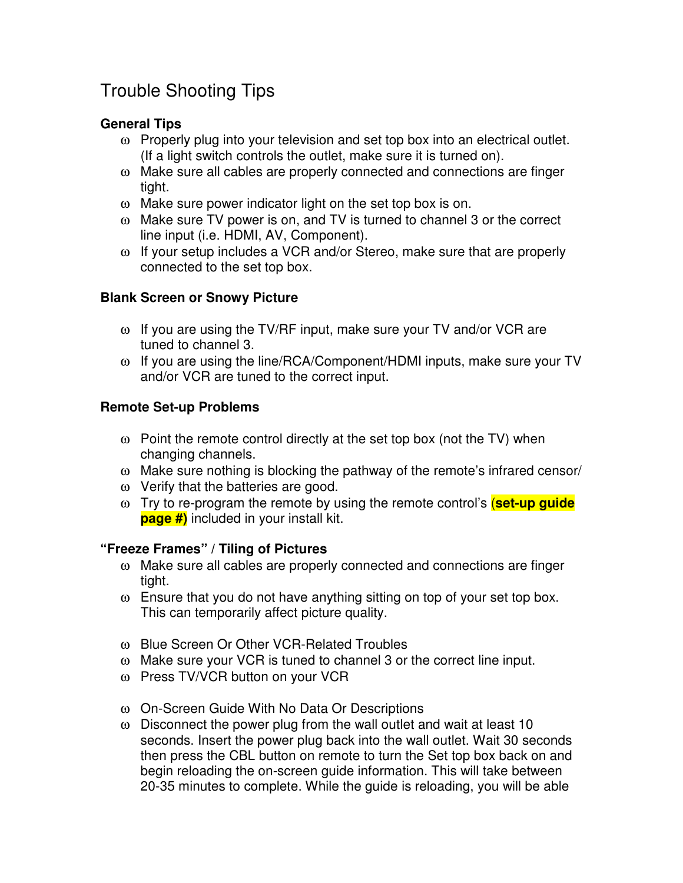# Trouble Shooting Tips

**General Tips**

- Properly plug into your television and set top box into an electrical outlet. (If a light switch controls the outlet, make sure it is turned on).
- Make sure all cables are properly connected and connections are finger tight.
- Make sure power indicator light on the set top box is on.
- Make sure TV power is on, and TV is turned to channel 3 or the correct line input (i.e. HDMI, AV, Component).
- If your setup includes a VCR and/or Stereo, make sure that are properly connected to the set top box.

**Blank Screen or Snowy Picture**

- If you are using the TV/RF input, make sure your TV and/or VCR are tuned to channel 3.
- If you are using the line/RCA/Component/HDMI inputs, make sure your TV and/or VCR are tuned to the correct input.

**Remote Set-up Problems**

- Point the remote control directly at the set top box (not the TV) when changing channels.
- Make sure nothing is blocking the pathway of the remote's infrared censor/
- Verify that the batteries are good.
- Try to re-program the remote by using the remote control's (**set-up guide page #)** included in your install kit.

**"Freeze Frames" / Tiling of Pictures**

- Make sure all cables are properly connected and connections are finger tight.
- Ensure that you do not have anything sitting on top of your set top box. This can temporarily affect picture quality.

- Blue Screen Or Other VCR-Related Troubles
- Make sure your VCR is tuned to channel 3 or the correct line input.
- Press TV/VCR button on your VCR

- On-Screen Guide With No Data Or Descriptions
- Disconnect the power plug from the wall outlet and wait at least 10 seconds. Insert the power plug back into the wall outlet. Wait 30 seconds then press the CBL button on remote to turn the Set top box back on and begin reloading the on-screen guide information. This will take between 20-35 minutes to complete. While the guide is reloading, you will be able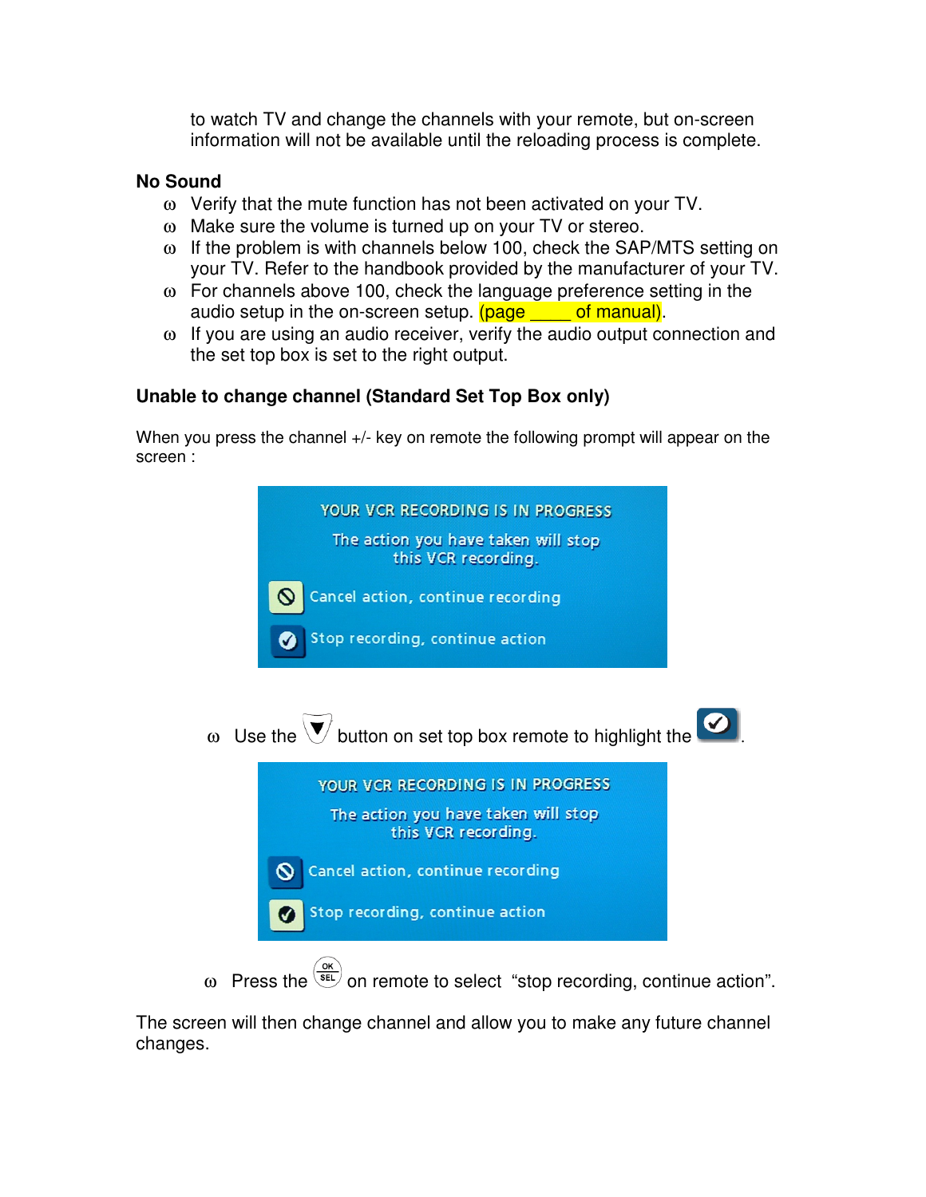to watch TV and change the channels with your remote, but on-screen information will not be available until the reloading process is complete.

### No Sound

- Verify that the mute function has not been activated on your TV.
- Make sure the volume is turned up on your TV or stereo.
- If the problem is with channels below 100, check the SAP/MTS setting on your TV. Refer to the handbook provided by the manufacturer of your TV.
- For channels above 100, check the language preference setting in the audio setup in the on-screen setup. (page ____ of manual).
- If you are using an audio receiver, verify the audio output connection and the set top box is set to the right output.

### Unable to change channel (Standard Set Top Box only)

When you press the channel +/- key on remote the following prompt will appear on the screen :

YOUR VCR RECORDING IS IN PROGRESS

The action you have taken will stop this VCR recording.

Cancel action, continue recording

Stop recording, continue action

- Use the ▼ button on set top box remote to highlight the ✓.

YOUR VCR RECORDING IS IN PROGRESS

The action you have taken will stop this VCR recording.

Cancel action, continue recording

Stop recording, continue action

- Press the OK SEL on remote to select "stop recording, continue action".

The screen will then change channel and allow you to make any future channel changes.